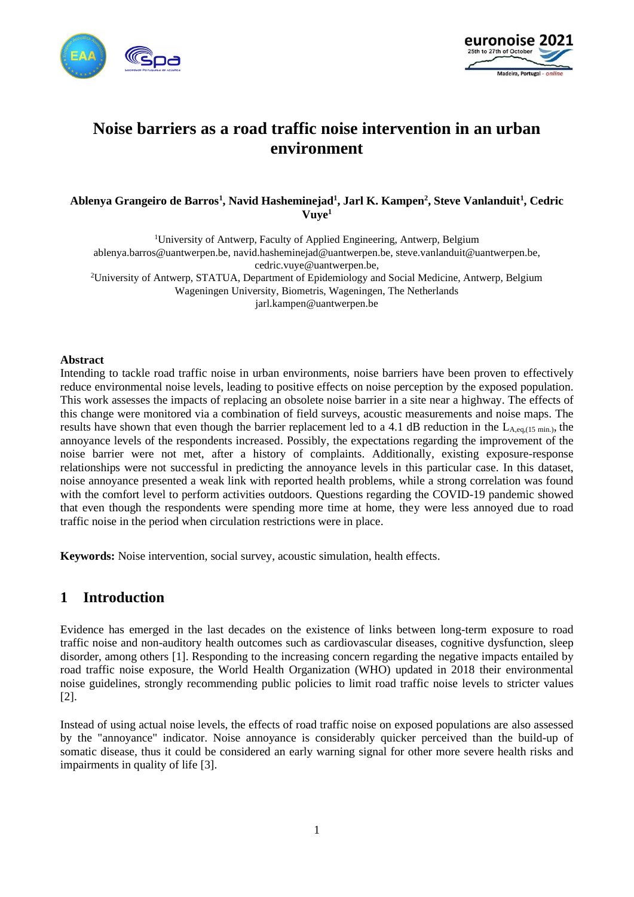# Noise barriers as a road traffic noise intervention in an urban environment

**Ablenya Grangeiro de Barros[1], Navid Hasheminejad[1], Jarl K. Kampen[2], Steve Vanlanduit[1], Cedric Vuye[1]**

[1]University of Antwerp, Faculty of Applied Engineering, Antwerp, Belgium
ablenya.barros@uantwerpen.be, navid.hasheminejad@uantwerpen.be, steve.vanlanduit@uantwerpen.be, cedric.vuye@uantwerpen.be,
[2]University of Antwerp, STATUA, Department of Epidemiology and Social Medicine, Antwerp, Belgium
Wageningen University, Biometris, Wageningen, The Netherlands
jarl.kampen@uantwerpen.be

**Abstract**

Intending to tackle road traffic noise in urban environments, noise barriers have been proven to effectively reduce environmental noise levels, leading to positive effects on noise perception by the exposed population. This work assesses the impacts of replacing an obsolete noise barrier in a site near a highway. The effects of this change were monitored via a combination of field surveys, acoustic measurements and noise maps. The results have shown that even though the barrier replacement led to a 4.1 dB reduction in the $L_{A,eq,(15\ min.)}$, the annoyance levels of the respondents increased. Possibly, the expectations regarding the improvement of the noise barrier were not met, after a history of complaints. Additionally, existing exposure-response relationships were not successful in predicting the annoyance levels in this particular case. In this dataset, noise annoyance presented a weak link with reported health problems, while a strong correlation was found with the comfort level to perform activities outdoors. Questions regarding the COVID-19 pandemic showed that even though the respondents were spending more time at home, they were less annoyed due to road traffic noise in the period when circulation restrictions were in place.

**Keywords:** Noise intervention, social survey, acoustic simulation, health effects.

## 1 Introduction

Evidence has emerged in the last decades on the existence of links between long-term exposure to road traffic noise and non-auditory health outcomes such as cardiovascular diseases, cognitive dysfunction, sleep disorder, among others [1]. Responding to the increasing concern regarding the negative impacts entailed by road traffic noise exposure, the World Health Organization (WHO) updated in 2018 their environmental noise guidelines, strongly recommending public policies to limit road traffic noise levels to stricter values [2].

Instead of using actual noise levels, the effects of road traffic noise on exposed populations are also assessed by the "annoyance" indicator. Noise annoyance is considerably quicker perceived than the build-up of somatic disease, thus it could be considered an early warning signal for other more severe health risks and impairments in quality of life [3].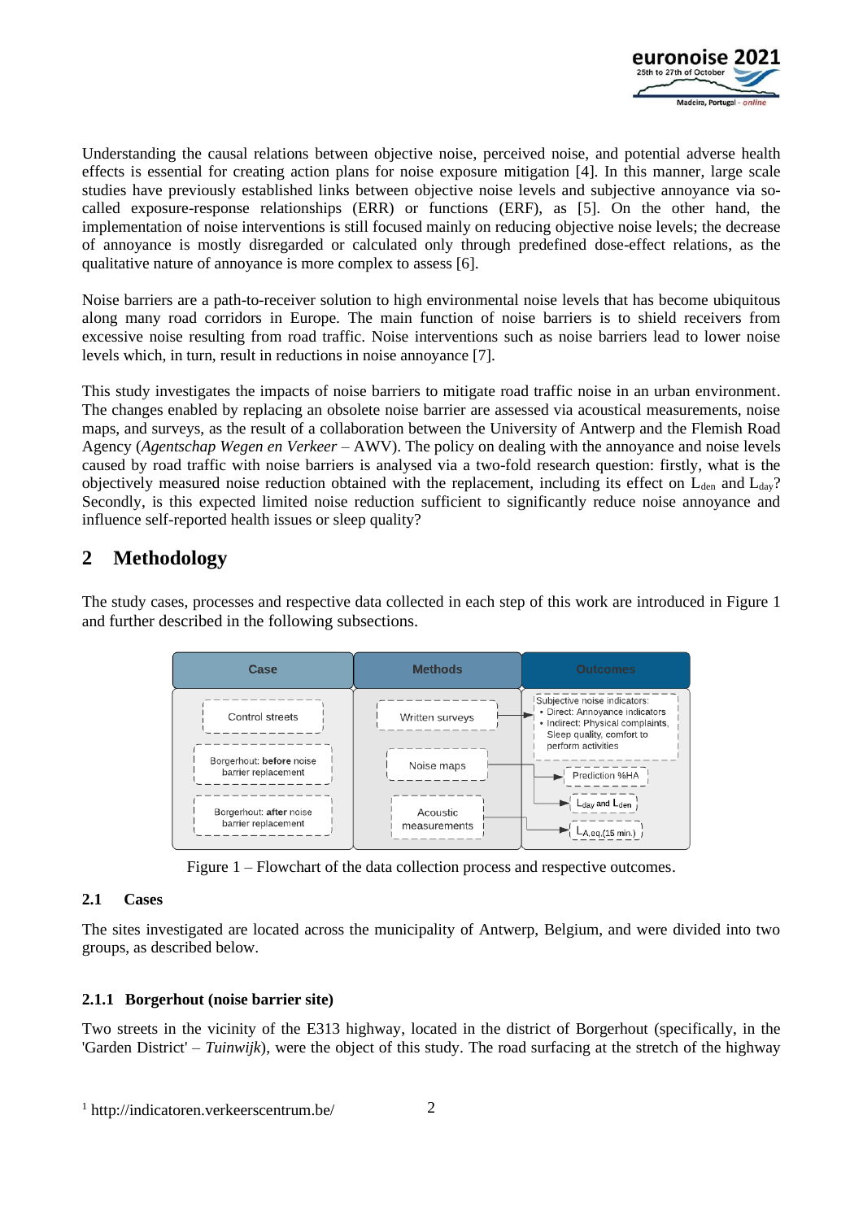Understanding the causal relations between objective noise, perceived noise, and potential adverse health effects is essential for creating action plans for noise exposure mitigation [4]. In this manner, large scale studies have previously established links between objective noise levels and subjective annoyance via so-called exposure-response relationships (ERR) or functions (ERF), as [5]. On the other hand, the implementation of noise interventions is still focused mainly on reducing objective noise levels; the decrease of annoyance is mostly disregarded or calculated only through predefined dose-effect relations, as the qualitative nature of annoyance is more complex to assess [6].

Noise barriers are a path-to-receiver solution to high environmental noise levels that has become ubiquitous along many road corridors in Europe. The main function of noise barriers is to shield receivers from excessive noise resulting from road traffic. Noise interventions such as noise barriers lead to lower noise levels which, in turn, result in reductions in noise annoyance [7].

This study investigates the impacts of noise barriers to mitigate road traffic noise in an urban environment. The changes enabled by replacing an obsolete noise barrier are assessed via acoustical measurements, noise maps, and surveys, as the result of a collaboration between the University of Antwerp and the Flemish Road Agency (*Agentschap Wegen en Verkeer* – AWV). The policy on dealing with the annoyance and noise levels caused by road traffic with noise barriers is analysed via a two-fold research question: firstly, what is the objectively measured noise reduction obtained with the replacement, including its effect on $L_{den}$ and $L_{day}$? Secondly, is this expected limited noise reduction sufficient to significantly reduce noise annoyance and influence self-reported health issues or sleep quality?

## 2 Methodology

The study cases, processes and respective data collected in each step of this work are introduced in Figure 1 and further described in the following subsections.

| Case | Methods | Outcomes |
|---|---|---|
| Control streets | Written surveys | Subjective noise indicators: • Direct: Annoyance indicators • Indirect: Physical complaints, Sleep quality, comfort to perform activities |
| Borgerhout: **before** noise barrier replacement | Noise maps | Prediction %HA; $L_{day}$ and $L_{den}$ |
| Borgerhout: **after** noise barrier replacement | Acoustic measurements | $L_{A,eq,(15\ min.)}$ |

Figure 1 – Flowchart of the data collection process and respective outcomes.

### 2.1 Cases

The sites investigated are located across the municipality of Antwerp, Belgium, and were divided into two groups, as described below.

#### 2.1.1 Borgerhout (noise barrier site)

Two streets in the vicinity of the E313 highway, located in the district of Borgerhout (specifically, in the 'Garden District' – *Tuinwijk*), were the object of this study. The road surfacing at the stretch of the highway

[1] http://indicatoren.verkeerscentrum.be/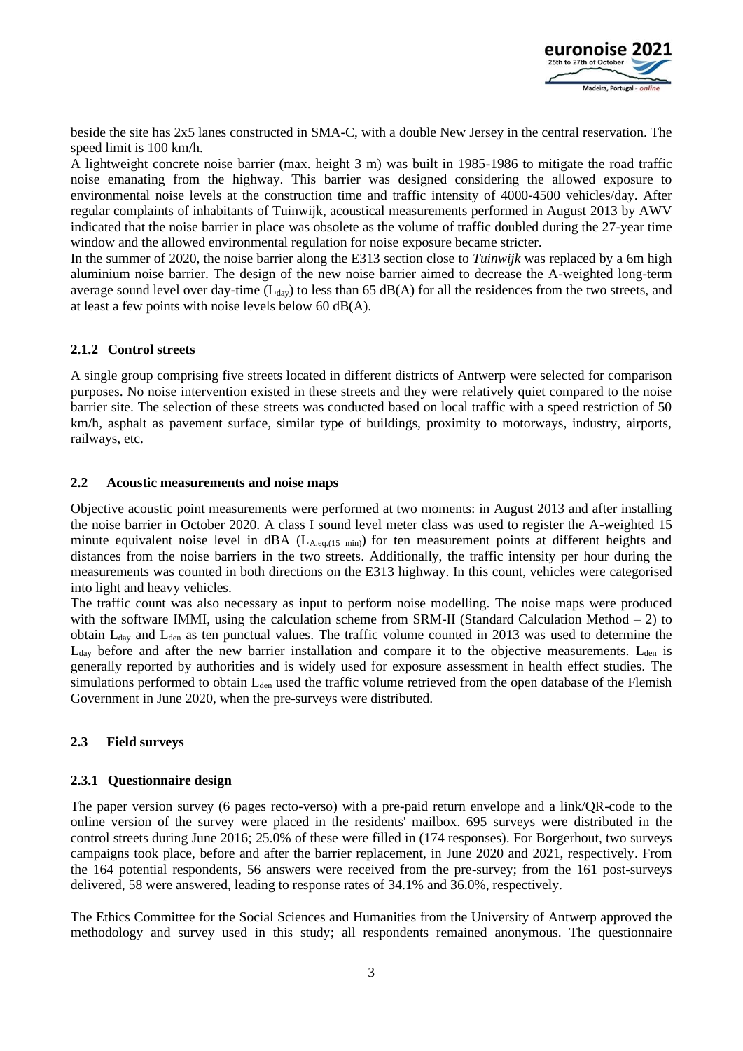beside the site has 2x5 lanes constructed in SMA-C, with a double New Jersey in the central reservation. The speed limit is 100 km/h.

A lightweight concrete noise barrier (max. height 3 m) was built in 1985-1986 to mitigate the road traffic noise emanating from the highway. This barrier was designed considering the allowed exposure to environmental noise levels at the construction time and traffic intensity of 4000-4500 vehicles/day. After regular complaints of inhabitants of Tuinwijk, acoustical measurements performed in August 2013 by AWV indicated that the noise barrier in place was obsolete as the volume of traffic doubled during the 27-year time window and the allowed environmental regulation for noise exposure became stricter.

In the summer of 2020, the noise barrier along the E313 section close to *Tuinwijk* was replaced by a 6m high aluminium noise barrier. The design of the new noise barrier aimed to decrease the A-weighted long-term average sound level over day-time ($L_{day}$) to less than 65 dB(A) for all the residences from the two streets, and at least a few points with noise levels below 60 dB(A).

### 2.1.2 Control streets

A single group comprising five streets located in different districts of Antwerp were selected for comparison purposes. No noise intervention existed in these streets and they were relatively quiet compared to the noise barrier site. The selection of these streets was conducted based on local traffic with a speed restriction of 50 km/h, asphalt as pavement surface, similar type of buildings, proximity to motorways, industry, airports, railways, etc.

## 2.2 Acoustic measurements and noise maps

Objective acoustic point measurements were performed at two moments: in August 2013 and after installing the noise barrier in October 2020. A class I sound level meter class was used to register the A-weighted 15 minute equivalent noise level in dBA ($L_{A,eq,(15\ min)}$) for ten measurement points at different heights and distances from the noise barriers in the two streets. Additionally, the traffic intensity per hour during the measurements was counted in both directions on the E313 highway. In this count, vehicles were categorised into light and heavy vehicles.

The traffic count was also necessary as input to perform noise modelling. The noise maps were produced with the software IMMI, using the calculation scheme from SRM-II (Standard Calculation Method – 2) to obtain $L_{day}$ and $L_{den}$ as ten punctual values. The traffic volume counted in 2013 was used to determine the $L_{day}$ before and after the new barrier installation and compare it to the objective measurements. $L_{den}$ is generally reported by authorities and is widely used for exposure assessment in health effect studies. The simulations performed to obtain $L_{den}$ used the traffic volume retrieved from the open database of the Flemish Government in June 2020, when the pre-surveys were distributed.

## 2.3 Field surveys

### 2.3.1 Questionnaire design

The paper version survey (6 pages recto-verso) with a pre-paid return envelope and a link/QR-code to the online version of the survey were placed in the residents' mailbox. 695 surveys were distributed in the control streets during June 2016; 25.0% of these were filled in (174 responses). For Borgerhout, two surveys campaigns took place, before and after the barrier replacement, in June 2020 and 2021, respectively. From the 164 potential respondents, 56 answers were received from the pre-survey; from the 161 post-surveys delivered, 58 were answered, leading to response rates of 34.1% and 36.0%, respectively.

The Ethics Committee for the Social Sciences and Humanities from the University of Antwerp approved the methodology and survey used in this study; all respondents remained anonymous. The questionnaire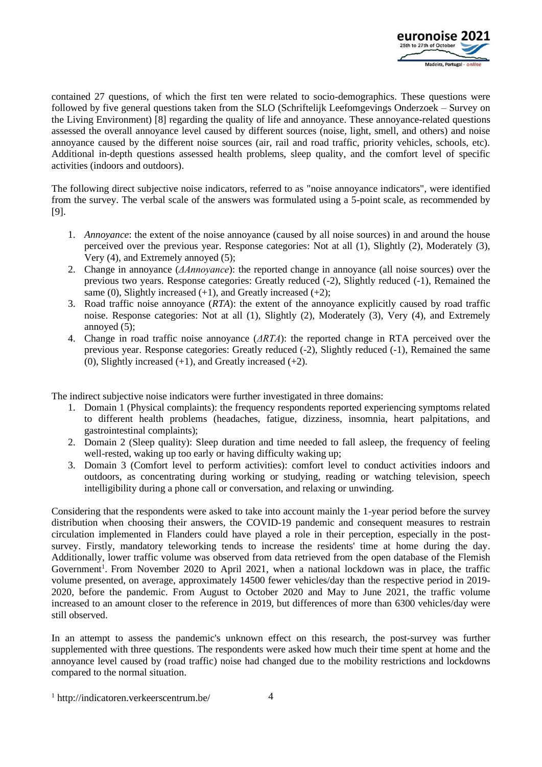contained 27 questions, of which the first ten were related to socio-demographics. These questions were followed by five general questions taken from the SLO (Schriftelijk Leefomgevings Onderzoek – Survey on the Living Environment) [8] regarding the quality of life and annoyance. These annoyance-related questions assessed the overall annoyance level caused by different sources (noise, light, smell, and others) and noise annoyance caused by the different noise sources (air, rail and road traffic, priority vehicles, schools, etc). Additional in-depth questions assessed health problems, sleep quality, and the comfort level of specific activities (indoors and outdoors).

The following direct subjective noise indicators, referred to as "noise annoyance indicators", were identified from the survey. The verbal scale of the answers was formulated using a 5-point scale, as recommended by [9].

1. *Annoyance*: the extent of the noise annoyance (caused by all noise sources) in and around the house perceived over the previous year. Response categories: Not at all (1), Slightly (2), Moderately (3), Very (4), and Extremely annoyed (5);
2. Change in annoyance (*ΔAnnoyance*): the reported change in annoyance (all noise sources) over the previous two years. Response categories: Greatly reduced (-2), Slightly reduced (-1), Remained the same (0), Slightly increased (+1), and Greatly increased (+2);
3. Road traffic noise annoyance (*RTA*): the extent of the annoyance explicitly caused by road traffic noise. Response categories: Not at all (1), Slightly (2), Moderately (3), Very (4), and Extremely annoyed (5);
4. Change in road traffic noise annoyance (*ΔRTA*): the reported change in RTA perceived over the previous year. Response categories: Greatly reduced (-2), Slightly reduced (-1), Remained the same (0), Slightly increased (+1), and Greatly increased (+2).

The indirect subjective noise indicators were further investigated in three domains:

1. Domain 1 (Physical complaints): the frequency respondents reported experiencing symptoms related to different health problems (headaches, fatigue, dizziness, insomnia, heart palpitations, and gastrointestinal complaints);
2. Domain 2 (Sleep quality): Sleep duration and time needed to fall asleep, the frequency of feeling well-rested, waking up too early or having difficulty waking up;
3. Domain 3 (Comfort level to perform activities): comfort level to conduct activities indoors and outdoors, as concentrating during working or studying, reading or watching television, speech intelligibility during a phone call or conversation, and relaxing or unwinding.

Considering that the respondents were asked to take into account mainly the 1-year period before the survey distribution when choosing their answers, the COVID-19 pandemic and consequent measures to restrain circulation implemented in Flanders could have played a role in their perception, especially in the post-survey. Firstly, mandatory teleworking tends to increase the residents' time at home during the day. Additionally, lower traffic volume was observed from data retrieved from the open database of the Flemish Government[1]. From November 2020 to April 2021, when a national lockdown was in place, the traffic volume presented, on average, approximately 14500 fewer vehicles/day than the respective period in 2019-2020, before the pandemic. From August to October 2020 and May to June 2021, the traffic volume increased to an amount closer to the reference in 2019, but differences of more than 6300 vehicles/day were still observed.

In an attempt to assess the pandemic's unknown effect on this research, the post-survey was further supplemented with three questions. The respondents were asked how much their time spent at home and the annoyance level caused by (road traffic) noise had changed due to the mobility restrictions and lockdowns compared to the normal situation.

[1] http://indicatoren.verkeerscentrum.be/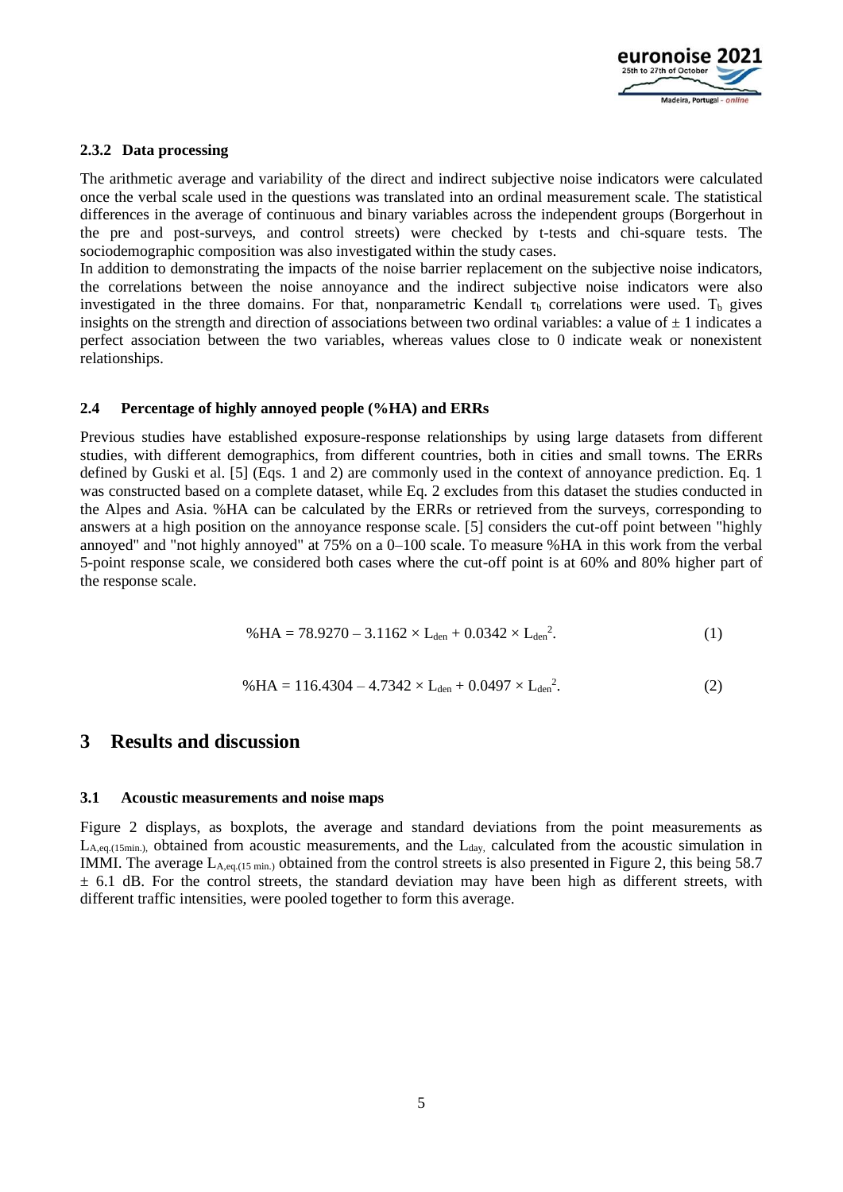#### 2.3.2 Data processing

The arithmetic average and variability of the direct and indirect subjective noise indicators were calculated once the verbal scale used in the questions was translated into an ordinal measurement scale. The statistical differences in the average of continuous and binary variables across the independent groups (Borgerhout in the pre and post-surveys, and control streets) were checked by t-tests and chi-square tests. The sociodemographic composition was also investigated within the study cases.

In addition to demonstrating the impacts of the noise barrier replacement on the subjective noise indicators, the correlations between the noise annoyance and the indirect subjective noise indicators were also investigated in the three domains. For that, nonparametric Kendall $\tau_b$ correlations were used. $T_b$ gives insights on the strength and direction of associations between two ordinal variables: a value of $\pm$ 1 indicates a perfect association between the two variables, whereas values close to 0 indicate weak or nonexistent relationships.

### 2.4 Percentage of highly annoyed people (%HA) and ERRs

Previous studies have established exposure-response relationships by using large datasets from different studies, with different demographics, from different countries, both in cities and small towns. The ERRs defined by Guski et al. [5] (Eqs. 1 and 2) are commonly used in the context of annoyance prediction. Eq. 1 was constructed based on a complete dataset, while Eq. 2 excludes from this dataset the studies conducted in the Alpes and Asia. %HA can be calculated by the ERRs or retrieved from the surveys, corresponding to answers at a high position on the annoyance response scale. [5] considers the cut-off point between "highly annoyed" and "not highly annoyed" at 75% on a 0–100 scale. To measure %HA in this work from the verbal 5-point response scale, we considered both cases where the cut-off point is at 60% and 80% higher part of the response scale.

$$\%HA = 78.9270 - 3.1162 \times L_{den} + 0.0342 \times L_{den}^2. \tag{1}$$

$$\%HA = 116.4304 - 4.7342 \times L_{den} + 0.0497 \times L_{den}^2. \tag{2}$$

## 3 Results and discussion

### 3.1 Acoustic measurements and noise maps

Figure 2 displays, as boxplots, the average and standard deviations from the point measurements as $L_{A,eq.(15min.)}$, obtained from acoustic measurements, and the $L_{day}$, calculated from the acoustic simulation in IMMI. The average $L_{A,eq.(15\ min.)}$ obtained from the control streets is also presented in Figure 2, this being 58.7 $\pm$ 6.1 dB. For the control streets, the standard deviation may have been high as different streets, with different traffic intensities, were pooled together to form this average.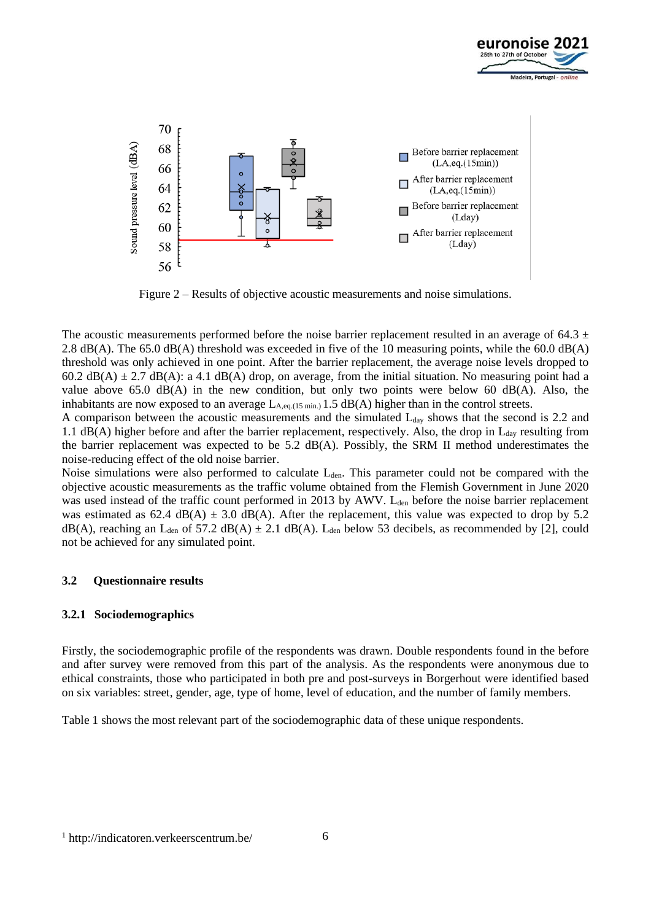Figure 2 – Results of objective acoustic measurements and noise simulations.

The acoustic measurements performed before the noise barrier replacement resulted in an average of 64.3 ± 2.8 dB(A). The 65.0 dB(A) threshold was exceeded in five of the 10 measuring points, while the 60.0 dB(A) threshold was only achieved in one point. After the barrier replacement, the average noise levels dropped to 60.2 dB(A) ± 2.7 dB(A): a 4.1 dB(A) drop, on average, from the initial situation. No measuring point had a value above 65.0 dB(A) in the new condition, but only two points were below 60 dB(A). Also, the inhabitants are now exposed to an average $L_{A,eq.(15\ min.)}$ 1.5 dB(A) higher than in the control streets.

A comparison between the acoustic measurements and the simulated $L_{day}$ shows that the second is 2.2 and 1.1 dB(A) higher before and after the barrier replacement, respectively. Also, the drop in $L_{day}$ resulting from the barrier replacement was expected to be 5.2 dB(A). Possibly, the SRM II method underestimates the noise-reducing effect of the old noise barrier.

Noise simulations were also performed to calculate $L_{den}$. This parameter could not be compared with the objective acoustic measurements as the traffic volume obtained from the Flemish Government in June 2020 was used instead of the traffic count performed in 2013 by AWV. $L_{den}$ before the noise barrier replacement was estimated as 62.4 dB(A) ± 3.0 dB(A). After the replacement, this value was expected to drop by 5.2 dB(A), reaching an $L_{den}$ of 57.2 dB(A) ± 2.1 dB(A). $L_{den}$ below 53 decibels, as recommended by [2], could not be achieved for any simulated point.

### 3.2 Questionnaire results

#### 3.2.1 Sociodemographics

Firstly, the sociodemographic profile of the respondents was drawn. Double respondents found in the before and after survey were removed from this part of the analysis. As the respondents were anonymous due to ethical constraints, those who participated in both pre and post-surveys in Borgerhout were identified based on six variables: street, gender, age, type of home, level of education, and the number of family members.

Table 1 shows the most relevant part of the sociodemographic data of these unique respondents.

[1] http://indicatoren.verkeerscentrum.be/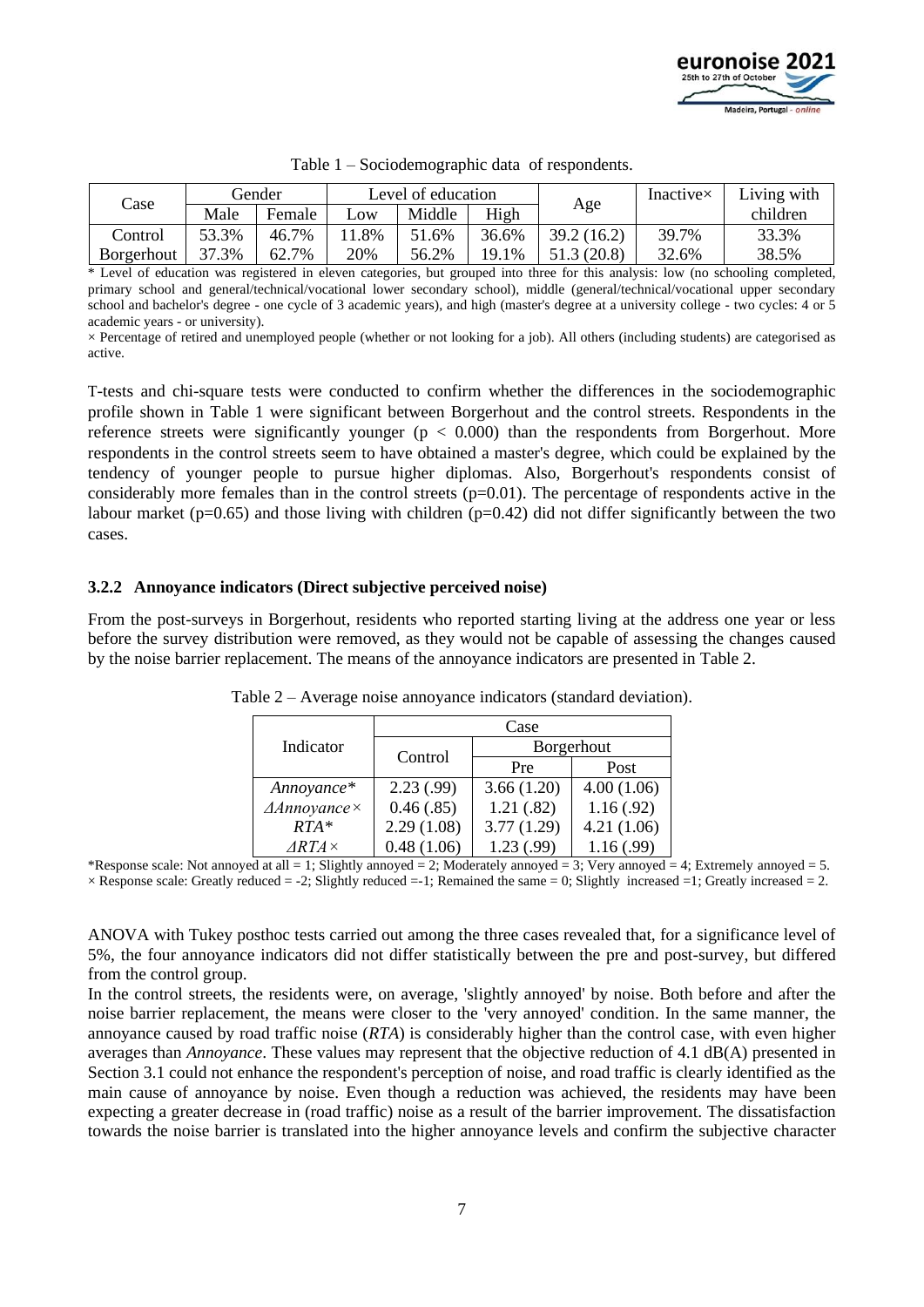Table 1 – Sociodemographic data of respondents.

| Case | Gender | | Level of education | | | Age | Inactive× | Living with children |
|---|---|---|---|---|---|---|---|---|
| | Male | Female | Low | Middle | High | | | |
| Control | 53.3% | 46.7% | 11.8% | 51.6% | 36.6% | 39.2 (16.2) | 39.7% | 33.3% |
| Borgerhout | 37.3% | 62.7% | 20% | 56.2% | 19.1% | 51.3 (20.8) | 32.6% | 38.5% |

\* Level of education was registered in eleven categories, but grouped into three for this analysis: low (no schooling completed, primary school and general/technical/vocational lower secondary school), middle (general/technical/vocational upper secondary school and bachelor's degree - one cycle of 3 academic years), and high (master's degree at a university college - two cycles: 4 or 5 academic years - or university).

× Percentage of retired and unemployed people (whether or not looking for a job). All others (including students) are categorised as active.

T-tests and chi-square tests were conducted to confirm whether the differences in the sociodemographic profile shown in Table 1 were significant between Borgerhout and the control streets. Respondents in the reference streets were significantly younger ($p < 0.000$) than the respondents from Borgerhout. More respondents in the control streets seem to have obtained a master's degree, which could be explained by the tendency of younger people to pursue higher diplomas. Also, Borgerhout's respondents consist of considerably more females than in the control streets ($p=0.01$). The percentage of respondents active in the labour market ($p=0.65$) and those living with children ($p=0.42$) did not differ significantly between the two cases.

### 3.2.2 Annoyance indicators (Direct subjective perceived noise)

From the post-surveys in Borgerhout, residents who reported starting living at the address one year or less before the survey distribution were removed, as they would not be capable of assessing the changes caused by the noise barrier replacement. The means of the annoyance indicators are presented in Table 2.

Table 2 – Average noise annoyance indicators (standard deviation).

| Indicator | Case | | |
|---|---|---|---|
| | Control | Borgerhout | |
| | | Pre | Post |
| *Annoyance*\* | 2.23 (.99) | 3.66 (1.20) | 4.00 (1.06) |
| *ΔAnnoyance*× | 0.46 (.85) | 1.21 (.82) | 1.16 (.92) |
| *RTA*\* | 2.29 (1.08) | 3.77 (1.29) | 4.21 (1.06) |
| *ΔRTA*× | 0.48 (1.06) | 1.23 (.99) | 1.16 (.99) |

\*Response scale: Not annoyed at all = 1; Slightly annoyed = 2; Moderately annoyed = 3; Very annoyed = 4; Extremely annoyed = 5.
× Response scale: Greatly reduced = -2; Slightly reduced =-1; Remained the same = 0; Slightly increased =1; Greatly increased = 2.

ANOVA with Tukey posthoc tests carried out among the three cases revealed that, for a significance level of 5%, the four annoyance indicators did not differ statistically between the pre and post-survey, but differed from the control group.

In the control streets, the residents were, on average, 'slightly annoyed' by noise. Both before and after the noise barrier replacement, the means were closer to the 'very annoyed' condition. In the same manner, the annoyance caused by road traffic noise (*RTA*) is considerably higher than the control case, with even higher averages than *Annoyance*. These values may represent that the objective reduction of 4.1 dB(A) presented in Section 3.1 could not enhance the respondent's perception of noise, and road traffic is clearly identified as the main cause of annoyance by noise. Even though a reduction was achieved, the residents may have been expecting a greater decrease in (road traffic) noise as a result of the barrier improvement. The dissatisfaction towards the noise barrier is translated into the higher annoyance levels and confirm the subjective character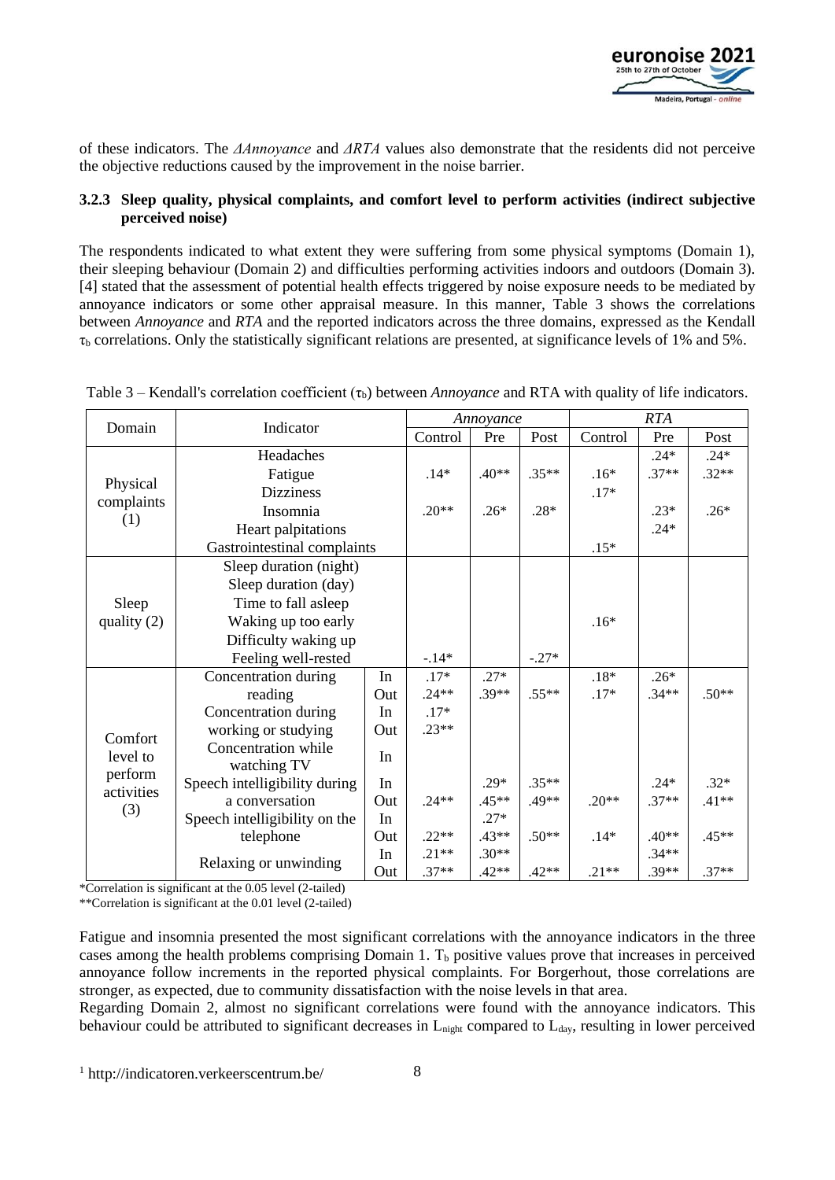of these indicators. The *ΔAnnoyance* and *ΔRTA* values also demonstrate that the residents did not perceive the objective reductions caused by the improvement in the noise barrier.

#### 3.2.3 Sleep quality, physical complaints, and comfort level to perform activities (indirect subjective perceived noise)

The respondents indicated to what extent they were suffering from some physical symptoms (Domain 1), their sleeping behaviour (Domain 2) and difficulties performing activities indoors and outdoors (Domain 3). [4] stated that the assessment of potential health effects triggered by noise exposure needs to be mediated by annoyance indicators or some other appraisal measure. In this manner, Table 3 shows the correlations between *Annoyance* and *RTA* and the reported indicators across the three domains, expressed as the Kendall $\tau_b$ correlations. Only the statistically significant relations are presented, at significance levels of 1% and 5%.

Table 3 – Kendall's correlation coefficient ($\tau_b$) between *Annoyance* and RTA with quality of life indicators.

| Domain | Indicator | | *Annoyance* | | | *RTA* | | |
|---|---|---|---|---|---|---|---|---|
| | | | Control | Pre | Post | Control | Pre | Post |
| Physical complaints (1) | Headaches | | | | | | .24* | .24* |
| | Fatigue | | .14* | .40** | .35** | .16* | .37** | .32** |
| | Dizziness | | | | | .17* | | |
| | Insomnia | | .20** | .26* | .28* | | .23* | .26* |
| | Heart palpitations | | | | | | .24* | |
| | Gastrointestinal complaints | | | | | .15* | | |
| Sleep quality (2) | Sleep duration (night) | | | | | | | |
| | Sleep duration (day) | | | | | | | |
| | Time to fall asleep | | | | | | | |
| | Waking up too early | | | | | .16* | | |
| | Difficulty waking up | | | | | | | |
| | Feeling well-rested | | -.14* | | -.27* | | | |
| Comfort level to perform activities (3) | Concentration during reading | In | .17* | .27* | | .18* | .26* | |
| | | Out | .24** | .39** | .55** | .17* | .34** | .50** |
| | Concentration during working or studying | In | .17* | | | | | |
| | | Out | .23** | | | | | |
| | Concentration while watching TV | In | | | | | | |
| | Speech intelligibility during a conversation | In | | .29* | .35** | | .24* | .32* |
| | | Out | .24** | .45** | .49** | .20** | .37** | .41** |
| | Speech intelligibility on the telephone | In | | .27* | | | | |
| | | Out | .22** | .43** | .50** | .14* | .40** | .45** |
| | Relaxing or unwinding | In | .21** | .30** | | | .34** | |
| | | Out | .37** | .42** | .42** | .21** | .39** | .37** |

*Correlation is significant at the 0.05 level (2-tailed)

**Correlation is significant at the 0.01 level (2-tailed)

Fatigue and insomnia presented the most significant correlations with the annoyance indicators in the three cases among the health problems comprising Domain 1. $T_b$ positive values prove that increases in perceived annoyance follow increments in the reported physical complaints. For Borgerhout, those correlations are stronger, as expected, due to community dissatisfaction with the noise levels in that area.

Regarding Domain 2, almost no significant correlations were found with the annoyance indicators. This behaviour could be attributed to significant decreases in $L_{night}$ compared to $L_{day}$, resulting in lower perceived

[1] http://indicatoren.verkeerscentrum.be/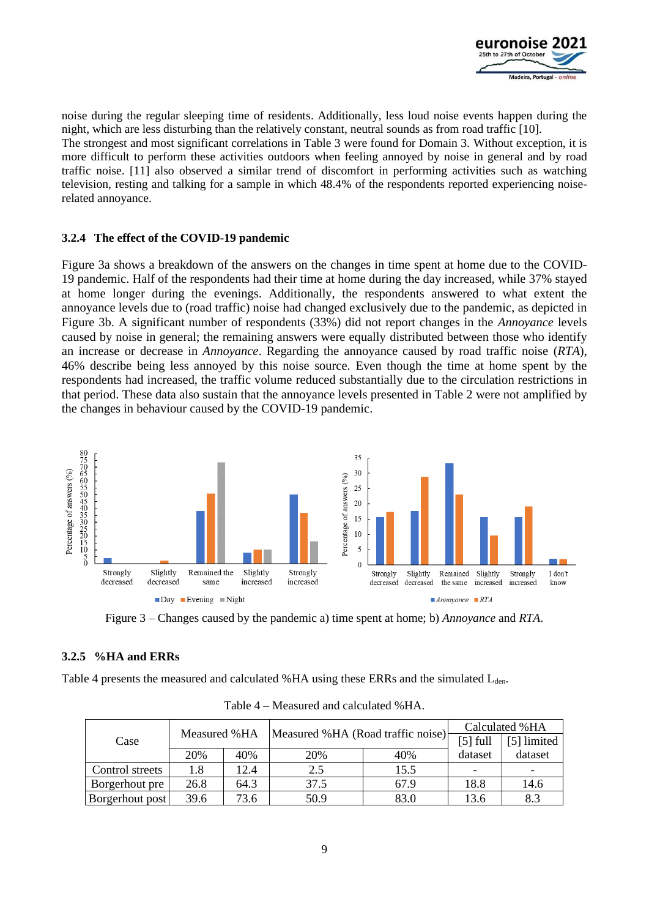noise during the regular sleeping time of residents. Additionally, less loud noise events happen during the night, which are less disturbing than the relatively constant, neutral sounds as from road traffic [10].
The strongest and most significant correlations in Table 3 were found for Domain 3. Without exception, it is more difficult to perform these activities outdoors when feeling annoyed by noise in general and by road traffic noise. [11] also observed a similar trend of discomfort in performing activities such as watching television, resting and talking for a sample in which 48.4% of the respondents reported experiencing noise-related annoyance.

### 3.2.4 The effect of the COVID-19 pandemic

Figure 3a shows a breakdown of the answers on the changes in time spent at home due to the COVID-19 pandemic. Half of the respondents had their time at home during the day increased, while 37% stayed at home longer during the evenings. Additionally, the respondents answered to what extent the annoyance levels due to (road traffic) noise had changed exclusively due to the pandemic, as depicted in Figure 3b. A significant number of respondents (33%) did not report changes in the *Annoyance* levels caused by noise in general; the remaining answers were equally distributed between those who identify an increase or decrease in *Annoyance*. Regarding the annoyance caused by road traffic noise (*RTA*), 46% describe being less annoyed by this noise source. Even though the time at home spent by the respondents had increased, the traffic volume reduced substantially due to the circulation restrictions in that period. These data also sustain that the annoyance levels presented in Table 2 were not amplified by the changes in behaviour caused by the COVID-19 pandemic.

Figure 3 – Changes caused by the pandemic a) time spent at home; b) *Annoyance* and *RTA*.

### 3.2.5 %HA and ERRs

Table 4 presents the measured and calculated %HA using these ERRs and the simulated $L_{den}$.

Table 4 – Measured and calculated %HA.

| Case | Measured %HA | | Measured %HA (Road traffic noise) | | Calculated %HA | |
|---|---|---|---|---|---|---|
| | 20% | 40% | 20% | 40% | [5] full dataset | [5] limited dataset |
| Control streets | 1.8 | 12.4 | 2.5 | 15.5 | - | - |
| Borgerhout pre | 26.8 | 64.3 | 37.5 | 67.9 | 18.8 | 14.6 |
| Borgerhout post | 39.6 | 73.6 | 50.9 | 83.0 | 13.6 | 8.3 |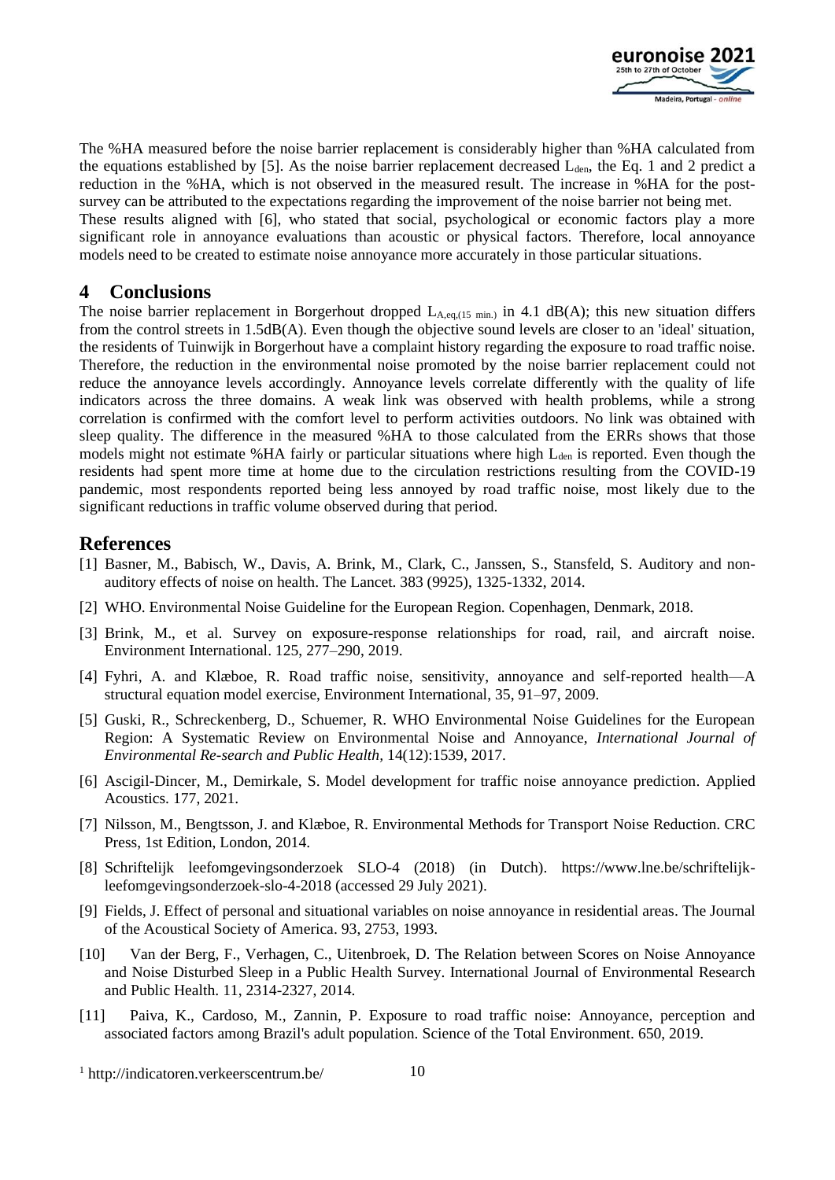The %HA measured before the noise barrier replacement is considerably higher than %HA calculated from the equations established by [5]. As the noise barrier replacement decreased $L_{den}$, the Eq. 1 and 2 predict a reduction in the %HA, which is not observed in the measured result. The increase in %HA for the post-survey can be attributed to the expectations regarding the improvement of the noise barrier not being met.
These results aligned with [6], who stated that social, psychological or economic factors play a more significant role in annoyance evaluations than acoustic or physical factors. Therefore, local annoyance models need to be created to estimate noise annoyance more accurately in those particular situations.

# 4 Conclusions

The noise barrier replacement in Borgerhout dropped $L_{A,eq,(15\ min.)}$ in 4.1 dB(A); this new situation differs from the control streets in 1.5dB(A). Even though the objective sound levels are closer to an 'ideal' situation, the residents of Tuinwijk in Borgerhout have a complaint history regarding the exposure to road traffic noise. Therefore, the reduction in the environmental noise promoted by the noise barrier replacement could not reduce the annoyance levels accordingly. Annoyance levels correlate differently with the quality of life indicators across the three domains. A weak link was observed with health problems, while a strong correlation is confirmed with the comfort level to perform activities outdoors. No link was obtained with sleep quality. The difference in the measured %HA to those calculated from the ERRs shows that those models might not estimate %HA fairly or particular situations where high $L_{den}$ is reported. Even though the residents had spent more time at home due to the circulation restrictions resulting from the COVID-19 pandemic, most respondents reported being less annoyed by road traffic noise, most likely due to the significant reductions in traffic volume observed during that period.

# References

[1] Basner, M., Babisch, W., Davis, A. Brink, M., Clark, C., Janssen, S., Stansfeld, S. Auditory and non-auditory effects of noise on health. The Lancet. 383 (9925), 1325-1332, 2014.

[2] WHO. Environmental Noise Guideline for the European Region. Copenhagen, Denmark, 2018.

[3] Brink, M., et al. Survey on exposure-response relationships for road, rail, and aircraft noise. Environment International. 125, 277–290, 2019.

[4] Fyhri, A. and Klæboe, R. Road traffic noise, sensitivity, annoyance and self-reported health—A structural equation model exercise, Environment International, 35, 91–97, 2009.

[5] Guski, R., Schreckenberg, D., Schuemer, R. WHO Environmental Noise Guidelines for the European Region: A Systematic Review on Environmental Noise and Annoyance, *International Journal of Environmental Re-search and Public Health,* 14(12):1539, 2017.

[6] Ascigil-Dincer, M., Demirkale, S. Model development for traffic noise annoyance prediction. Applied Acoustics. 177, 2021.

[7] Nilsson, M., Bengtsson, J. and Klæboe, R. Environmental Methods for Transport Noise Reduction. CRC Press, 1st Edition, London, 2014.

[8] Schriftelijk leefomgevingsonderzoek SLO-4 (2018) (in Dutch). https://www.lne.be/schriftelijk-leefomgevingsonderzoek-slo-4-2018 (accessed 29 July 2021).

[9] Fields, J. Effect of personal and situational variables on noise annoyance in residential areas. The Journal of the Acoustical Society of America. 93, 2753, 1993.

[10] Van der Berg, F., Verhagen, C., Uitenbroek, D. The Relation between Scores on Noise Annoyance and Noise Disturbed Sleep in a Public Health Survey. International Journal of Environmental Research and Public Health. 11, 2314-2327, 2014.

[11] Paiva, K., Cardoso, M., Zannin, P. Exposure to road traffic noise: Annoyance, perception and associated factors among Brazil's adult population. Science of the Total Environment. 650, 2019.

[1] http://indicatoren.verkeerscentrum.be/